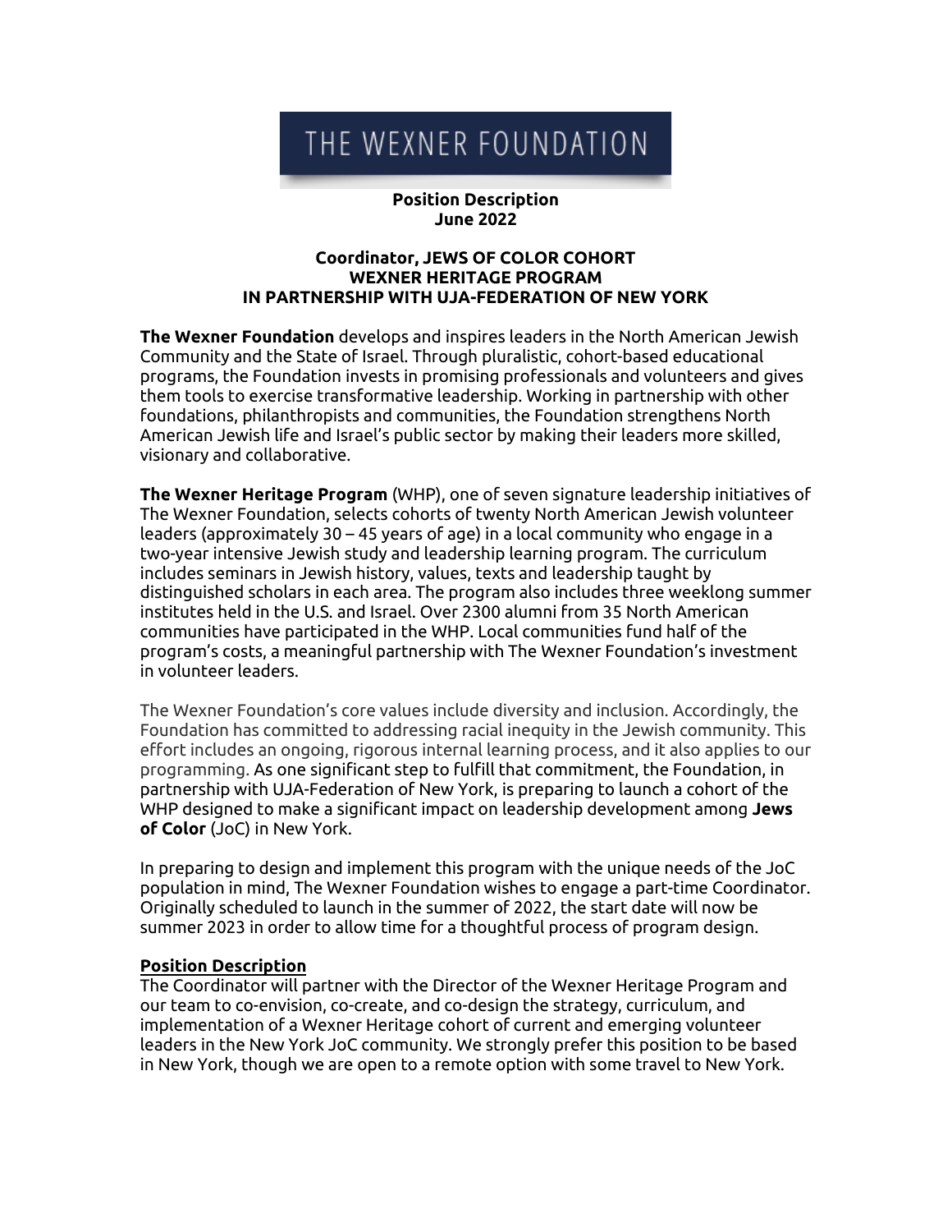# THE WEXNER FOUNDATION

**Position Description**
**June 2022**

**Coordinator, JEWS OF COLOR COHORT**
**WEXNER HERITAGE PROGRAM**
**IN PARTNERSHIP WITH UJA-FEDERATION OF NEW YORK**

**The Wexner Foundation** develops and inspires leaders in the North American Jewish Community and the State of Israel. Through pluralistic, cohort-based educational programs, the Foundation invests in promising professionals and volunteers and gives them tools to exercise transformative leadership. Working in partnership with other foundations, philanthropists and communities, the Foundation strengthens North American Jewish life and Israel's public sector by making their leaders more skilled, visionary and collaborative.

**The Wexner Heritage Program** (WHP), one of seven signature leadership initiatives of The Wexner Foundation, selects cohorts of twenty North American Jewish volunteer leaders (approximately 30 – 45 years of age) in a local community who engage in a two-year intensive Jewish study and leadership learning program. The curriculum includes seminars in Jewish history, values, texts and leadership taught by distinguished scholars in each area. The program also includes three weeklong summer institutes held in the U.S. and Israel. Over 2300 alumni from 35 North American communities have participated in the WHP. Local communities fund half of the program's costs, a meaningful partnership with The Wexner Foundation's investment in volunteer leaders.

The Wexner Foundation's core values include diversity and inclusion. Accordingly, the Foundation has committed to addressing racial inequity in the Jewish community. This effort includes an ongoing, rigorous internal learning process, and it also applies to our programming. As one significant step to fulfill that commitment, the Foundation, in partnership with UJA-Federation of New York, is preparing to launch a cohort of the WHP designed to make a significant impact on leadership development among **Jews of Color** (JoC) in New York.

In preparing to design and implement this program with the unique needs of the JoC population in mind, The Wexner Foundation wishes to engage a part-time Coordinator. Originally scheduled to launch in the summer of 2022, the start date will now be summer 2023 in order to allow time for a thoughtful process of program design.

## Position Description

The Coordinator will partner with the Director of the Wexner Heritage Program and our team to co-envision, co-create, and co-design the strategy, curriculum, and implementation of a Wexner Heritage cohort of current and emerging volunteer leaders in the New York JoC community. We strongly prefer this position to be based in New York, though we are open to a remote option with some travel to New York.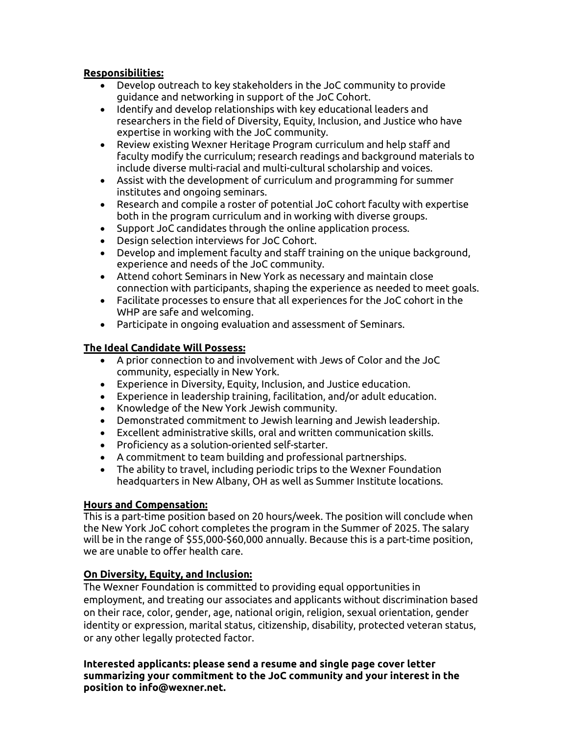**Responsibilities:**

- Develop outreach to key stakeholders in the JoC community to provide guidance and networking in support of the JoC Cohort.
- Identify and develop relationships with key educational leaders and researchers in the field of Diversity, Equity, Inclusion, and Justice who have expertise in working with the JoC community.
- Review existing Wexner Heritage Program curriculum and help staff and faculty modify the curriculum; research readings and background materials to include diverse multi-racial and multi-cultural scholarship and voices.
- Assist with the development of curriculum and programming for summer institutes and ongoing seminars.
- Research and compile a roster of potential JoC cohort faculty with expertise both in the program curriculum and in working with diverse groups.
- Support JoC candidates through the online application process.
- Design selection interviews for JoC Cohort.
- Develop and implement faculty and staff training on the unique background, experience and needs of the JoC community.
- Attend cohort Seminars in New York as necessary and maintain close connection with participants, shaping the experience as needed to meet goals.
- Facilitate processes to ensure that all experiences for the JoC cohort in the WHP are safe and welcoming.
- Participate in ongoing evaluation and assessment of Seminars.

**The Ideal Candidate Will Possess:**

- A prior connection to and involvement with Jews of Color and the JoC community, especially in New York.
- Experience in Diversity, Equity, Inclusion, and Justice education.
- Experience in leadership training, facilitation, and/or adult education.
- Knowledge of the New York Jewish community.
- Demonstrated commitment to Jewish learning and Jewish leadership.
- Excellent administrative skills, oral and written communication skills.
- Proficiency as a solution-oriented self-starter.
- A commitment to team building and professional partnerships.
- The ability to travel, including periodic trips to the Wexner Foundation headquarters in New Albany, OH as well as Summer Institute locations.

**Hours and Compensation:**

This is a part-time position based on 20 hours/week. The position will conclude when the New York JoC cohort completes the program in the Summer of 2025. The salary will be in the range of $55,000-$60,000 annually. Because this is a part-time position, we are unable to offer health care.

**On Diversity, Equity, and Inclusion:**

The Wexner Foundation is committed to providing equal opportunities in employment, and treating our associates and applicants without discrimination based on their race, color, gender, age, national origin, religion, sexual orientation, gender identity or expression, marital status, citizenship, disability, protected veteran status, or any other legally protected factor.

**Interested applicants: please send a resume and single page cover letter summarizing your commitment to the JoC community and your interest in the position to info@wexner.net.**